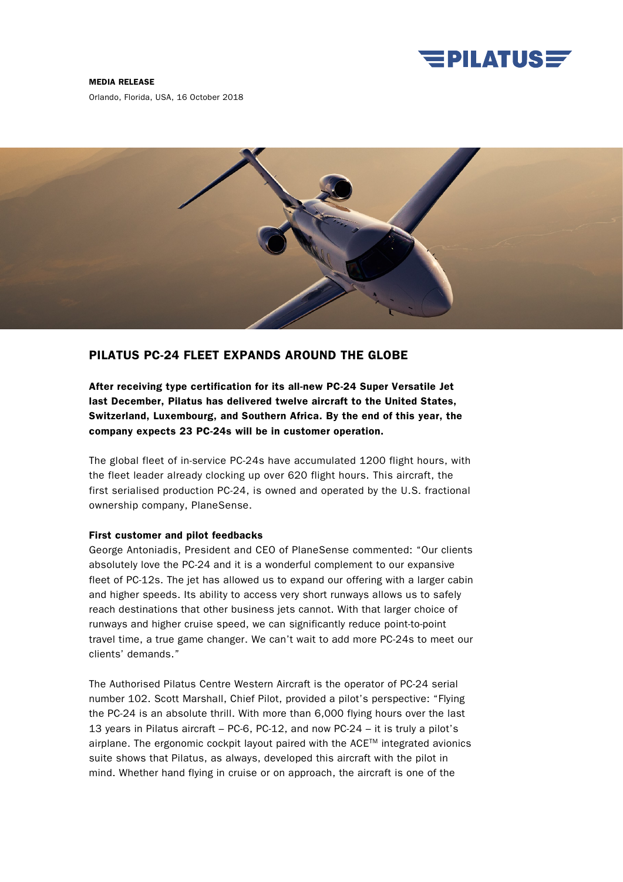**MEDIA RELEASE**

Orlando, Florida, USA, 16 October 2018

# PILATUS PC-24 FLEET EXPANDS AROUND THE GLOBE

**After receiving type certification for its all-new PC-24 Super Versatile Jet last December, Pilatus has delivered twelve aircraft to the United States, Switzerland, Luxembourg, and Southern Africa. By the end of this year, the company expects 23 PC-24s will be in customer operation.**

The global fleet of in-service PC-24s have accumulated 1200 flight hours, with the fleet leader already clocking up over 620 flight hours. This aircraft, the first serialised production PC-24, is owned and operated by the U.S. fractional ownership company, PlaneSense.

**First customer and pilot feedbacks**

George Antoniadis, President and CEO of PlaneSense commented: “Our clients absolutely love the PC-24 and it is a wonderful complement to our expansive fleet of PC-12s. The jet has allowed us to expand our offering with a larger cabin and higher speeds. Its ability to access very short runways allows us to safely reach destinations that other business jets cannot. With that larger choice of runways and higher cruise speed, we can significantly reduce point-to-point travel time, a true game changer. We can’t wait to add more PC-24s to meet our clients’ demands.”

The Authorised Pilatus Centre Western Aircraft is the operator of PC-24 serial number 102. Scott Marshall, Chief Pilot, provided a pilot’s perspective: “Flying the PC-24 is an absolute thrill. With more than 6,000 flying hours over the last 13 years in Pilatus aircraft – PC-6, PC-12, and now PC-24 – it is truly a pilot’s airplane. The ergonomic cockpit layout paired with the ACE™ integrated avionics suite shows that Pilatus, as always, developed this aircraft with the pilot in mind. Whether hand flying in cruise or on approach, the aircraft is one of the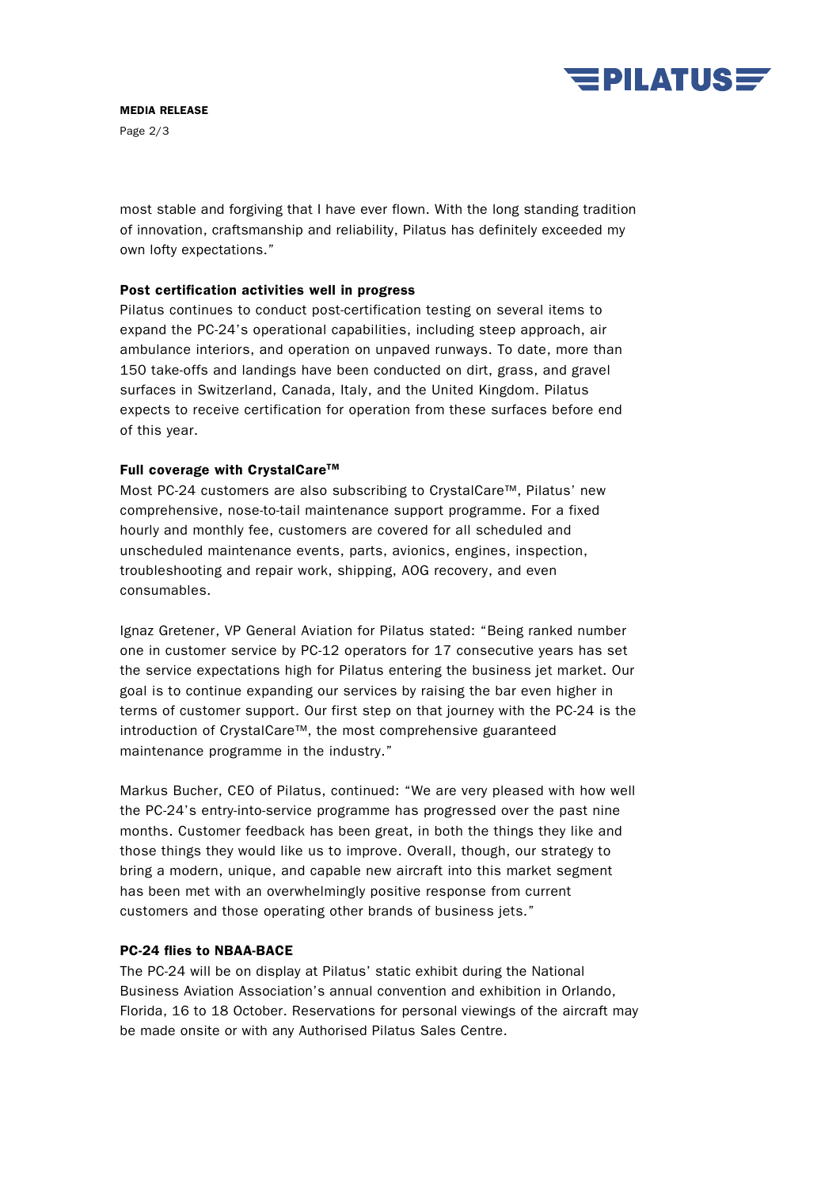most stable and forgiving that I have ever flown. With the long standing tradition of innovation, craftsmanship and reliability, Pilatus has definitely exceeded my own lofty expectations."

**Post certification activities well in progress**

Pilatus continues to conduct post-certification testing on several items to expand the PC-24's operational capabilities, including steep approach, air ambulance interiors, and operation on unpaved runways. To date, more than 150 take-offs and landings have been conducted on dirt, grass, and gravel surfaces in Switzerland, Canada, Italy, and the United Kingdom. Pilatus expects to receive certification for operation from these surfaces before end of this year.

**Full coverage with CrystalCare™**

Most PC-24 customers are also subscribing to CrystalCare™, Pilatus' new comprehensive, nose-to-tail maintenance support programme. For a fixed hourly and monthly fee, customers are covered for all scheduled and unscheduled maintenance events, parts, avionics, engines, inspection, troubleshooting and repair work, shipping, AOG recovery, and even consumables.

Ignaz Gretener, VP General Aviation for Pilatus stated: "Being ranked number one in customer service by PC-12 operators for 17 consecutive years has set the service expectations high for Pilatus entering the business jet market. Our goal is to continue expanding our services by raising the bar even higher in terms of customer support. Our first step on that journey with the PC-24 is the introduction of CrystalCare™, the most comprehensive guaranteed maintenance programme in the industry."

Markus Bucher, CEO of Pilatus, continued: "We are very pleased with how well the PC-24's entry-into-service programme has progressed over the past nine months. Customer feedback has been great, in both the things they like and those things they would like us to improve. Overall, though, our strategy to bring a modern, unique, and capable new aircraft into this market segment has been met with an overwhelmingly positive response from current customers and those operating other brands of business jets."

**PC-24 flies to NBAA-BACE**

The PC-24 will be on display at Pilatus' static exhibit during the National Business Aviation Association's annual convention and exhibition in Orlando, Florida, 16 to 18 October. Reservations for personal viewings of the aircraft may be made onsite or with any Authorised Pilatus Sales Centre.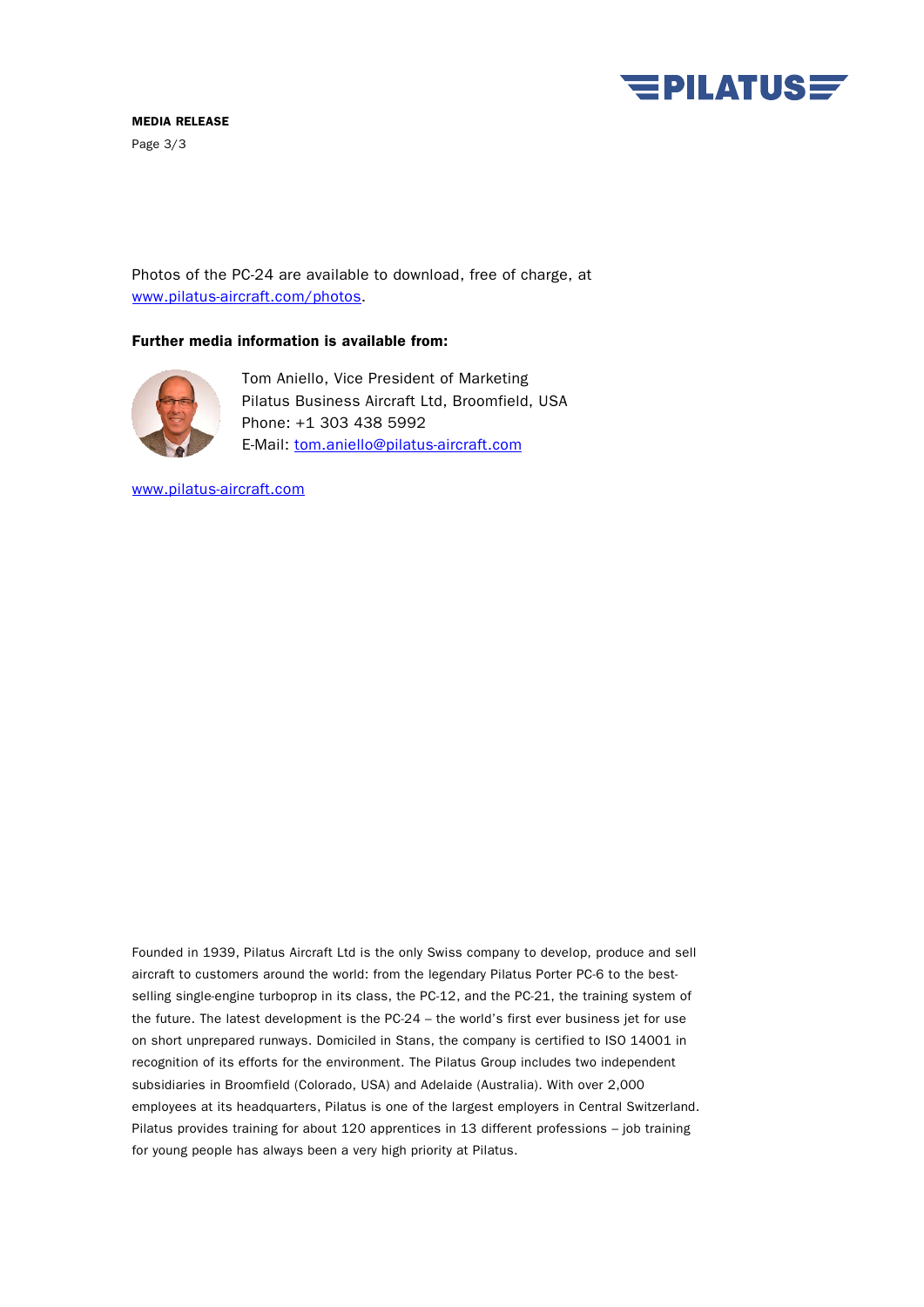Photos of the PC-24 are available to download, free of charge, at www.pilatus-aircraft.com/photos.

**Further media information is available from:**

Tom Aniello, Vice President of Marketing
Pilatus Business Aircraft Ltd, Broomfield, USA
Phone: +1 303 438 5992
E-Mail: tom.aniello@pilatus-aircraft.com

www.pilatus-aircraft.com

Founded in 1939, Pilatus Aircraft Ltd is the only Swiss company to develop, produce and sell aircraft to customers around the world: from the legendary Pilatus Porter PC-6 to the best-selling single-engine turboprop in its class, the PC-12, and the PC-21, the training system of the future. The latest development is the PC-24 – the world's first ever business jet for use on short unprepared runways. Domiciled in Stans, the company is certified to ISO 14001 in recognition of its efforts for the environment. The Pilatus Group includes two independent subsidiaries in Broomfield (Colorado, USA) and Adelaide (Australia). With over 2,000 employees at its headquarters, Pilatus is one of the largest employers in Central Switzerland. Pilatus provides training for about 120 apprentices in 13 different professions – job training for young people has always been a very high priority at Pilatus.